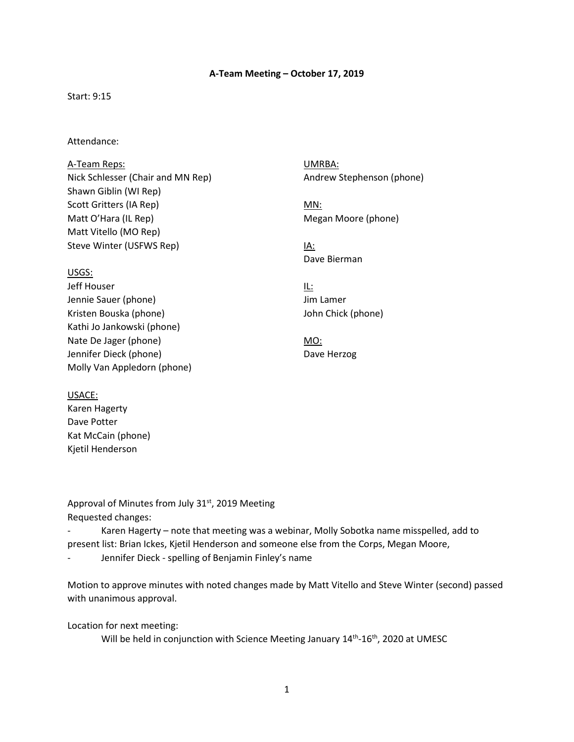**A-Team Meeting – October 17, 2019**

Start: 9:15

Attendance:

A-Team Reps:
Nick Schlesser (Chair and MN Rep)
Shawn Giblin (WI Rep)
Scott Gritters (IA Rep)
Matt O'Hara (IL Rep)
Matt Vitello (MO Rep)
Steve Winter (USFWS Rep)

USGS:
Jeff Houser
Jennie Sauer (phone)
Kristen Bouska (phone)
Kathi Jo Jankowski (phone)
Nate De Jager (phone)
Jennifer Dieck (phone)
Molly Van Appledorn (phone)

USACE:
Karen Hagerty
Dave Potter
Kat McCain (phone)
Kjetil Henderson

UMRBA:
Andrew Stephenson (phone)

MN:
Megan Moore (phone)

IA:
Dave Bierman

IL:
Jim Lamer
John Chick (phone)

MO:
Dave Herzog

Approval of Minutes from July 31st, 2019 Meeting
Requested changes:

- Karen Hagerty – note that meeting was a webinar, Molly Sobotka name misspelled, add to present list: Brian Ickes, Kjetil Henderson and someone else from the Corps, Megan Moore,
- Jennifer Dieck - spelling of Benjamin Finley's name

Motion to approve minutes with noted changes made by Matt Vitello and Steve Winter (second) passed with unanimous approval.

Location for next meeting:

Will be held in conjunction with Science Meeting January 14th-16th, 2020 at UMESC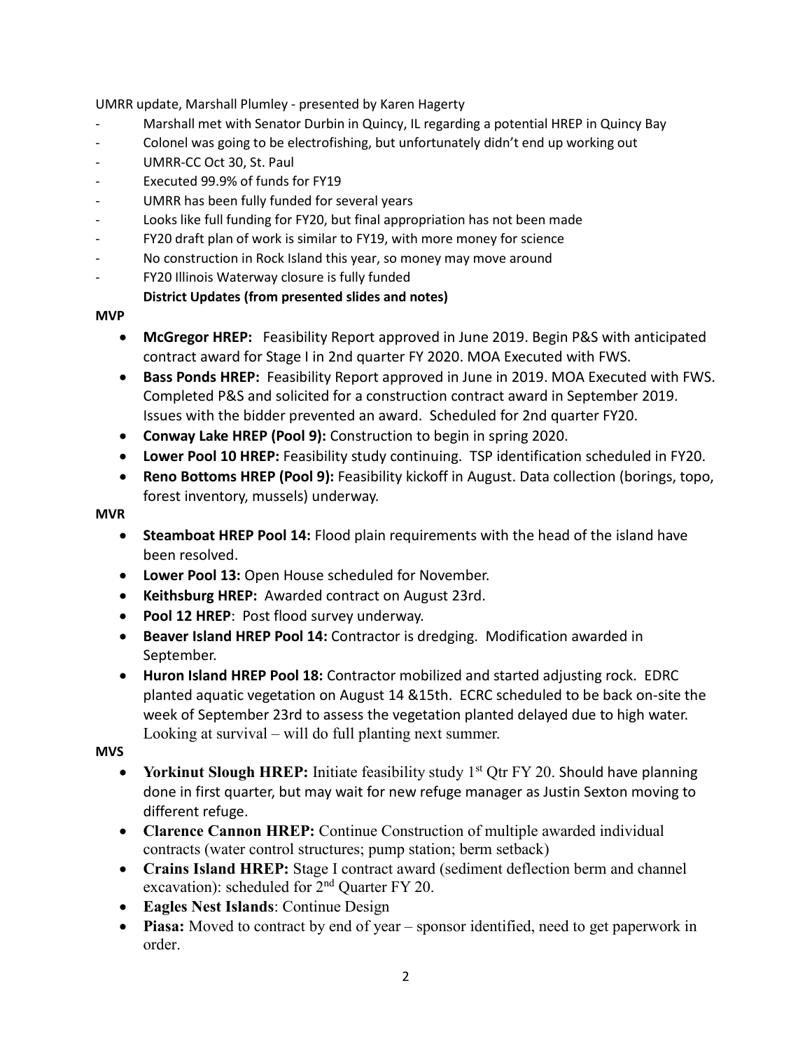UMRR update, Marshall Plumley - presented by Karen Hagerty

- Marshall met with Senator Durbin in Quincy, IL regarding a potential HREP in Quincy Bay
- Colonel was going to be electrofishing, but unfortunately didn't end up working out
- UMRR-CC Oct 30, St. Paul
- Executed 99.9% of funds for FY19
- UMRR has been fully funded for several years
- Looks like full funding for FY20, but final appropriation has not been made
- FY20 draft plan of work is similar to FY19, with more money for science
- No construction in Rock Island this year, so money may move around
- FY20 Illinois Waterway closure is fully funded

**District Updates (from presented slides and notes)**

**MVP**

- **McGregor HREP:** Feasibility Report approved in June 2019. Begin P&S with anticipated contract award for Stage I in 2nd quarter FY 2020. MOA Executed with FWS.
- **Bass Ponds HREP:** Feasibility Report approved in June in 2019. MOA Executed with FWS. Completed P&S and solicited for a construction contract award in September 2019. Issues with the bidder prevented an award. Scheduled for 2nd quarter FY20.
- **Conway Lake HREP (Pool 9):** Construction to begin in spring 2020.
- **Lower Pool 10 HREP:** Feasibility study continuing. TSP identification scheduled in FY20.
- **Reno Bottoms HREP (Pool 9):** Feasibility kickoff in August. Data collection (borings, topo, forest inventory, mussels) underway.

**MVR**

- **Steamboat HREP Pool 14:** Flood plain requirements with the head of the island have been resolved.
- **Lower Pool 13:** Open House scheduled for November.
- **Keithsburg HREP:** Awarded contract on August 23rd.
- **Pool 12 HREP**: Post flood survey underway.
- **Beaver Island HREP Pool 14:** Contractor is dredging. Modification awarded in September.
- **Huron Island HREP Pool 18:** Contractor mobilized and started adjusting rock. EDRC planted aquatic vegetation on August 14 &15th. ECRC scheduled to be back on-site the week of September 23rd to assess the vegetation planted delayed due to high water. Looking at survival – will do full planting next summer.

**MVS**

- **Yorkinut Slough HREP:** Initiate feasibility study 1st Qtr FY 20. Should have planning done in first quarter, but may wait for new refuge manager as Justin Sexton moving to different refuge.
- **Clarence Cannon HREP:** Continue Construction of multiple awarded individual contracts (water control structures; pump station; berm setback)
- **Crains Island HREP:** Stage I contract award (sediment deflection berm and channel excavation): scheduled for 2nd Quarter FY 20.
- **Eagles Nest Islands**: Continue Design
- **Piasa:** Moved to contract by end of year – sponsor identified, need to get paperwork in order.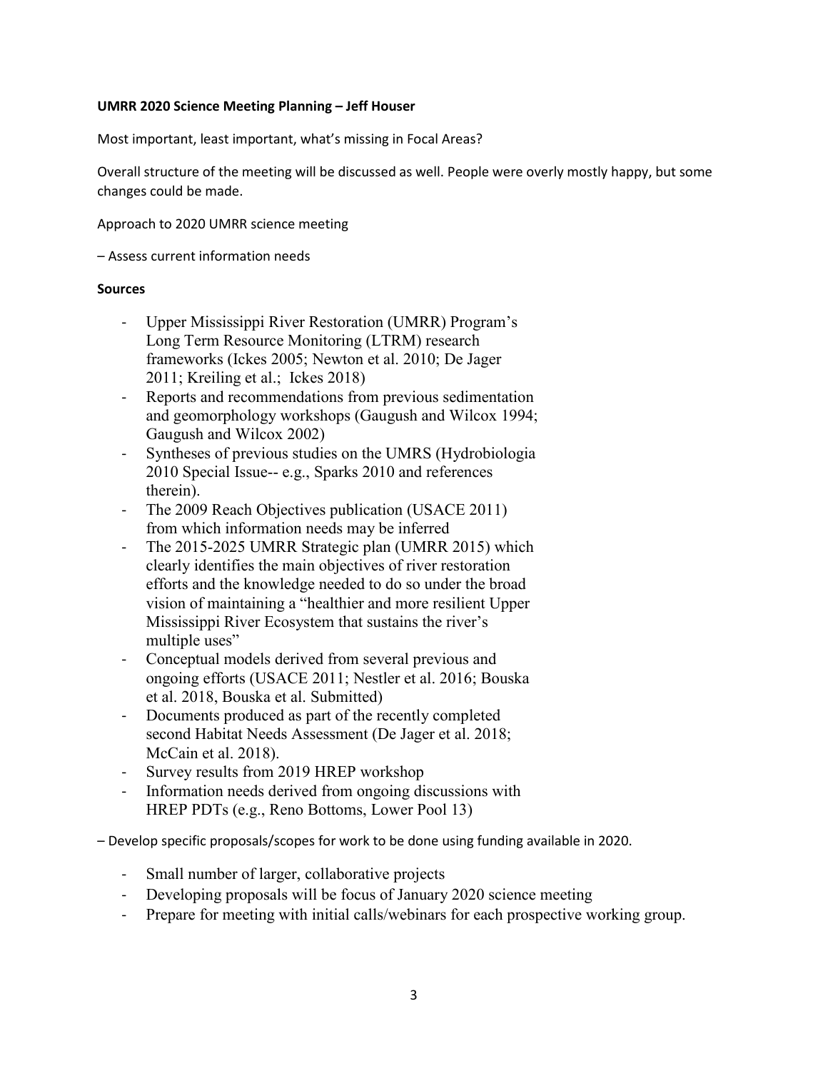**UMRR 2020 Science Meeting Planning – Jeff Houser**

Most important, least important, what's missing in Focal Areas?

Overall structure of the meeting will be discussed as well. People were overly mostly happy, but some changes could be made.

Approach to 2020 UMRR science meeting

– Assess current information needs

**Sources**

- Upper Mississippi River Restoration (UMRR) Program's Long Term Resource Monitoring (LTRM) research frameworks (Ickes 2005; Newton et al. 2010; De Jager 2011; Kreiling et al.; Ickes 2018)
- Reports and recommendations from previous sedimentation and geomorphology workshops (Gaugush and Wilcox 1994; Gaugush and Wilcox 2002)
- Syntheses of previous studies on the UMRS (Hydrobiologia 2010 Special Issue-- e.g., Sparks 2010 and references therein).
- The 2009 Reach Objectives publication (USACE 2011) from which information needs may be inferred
- The 2015-2025 UMRR Strategic plan (UMRR 2015) which clearly identifies the main objectives of river restoration efforts and the knowledge needed to do so under the broad vision of maintaining a "healthier and more resilient Upper Mississippi River Ecosystem that sustains the river's multiple uses"
- Conceptual models derived from several previous and ongoing efforts (USACE 2011; Nestler et al. 2016; Bouska et al. 2018, Bouska et al. Submitted)
- Documents produced as part of the recently completed second Habitat Needs Assessment (De Jager et al. 2018; McCain et al. 2018).
- Survey results from 2019 HREP workshop
- Information needs derived from ongoing discussions with HREP PDTs (e.g., Reno Bottoms, Lower Pool 13)

– Develop specific proposals/scopes for work to be done using funding available in 2020.

- Small number of larger, collaborative projects
- Developing proposals will be focus of January 2020 science meeting
- Prepare for meeting with initial calls/webinars for each prospective working group.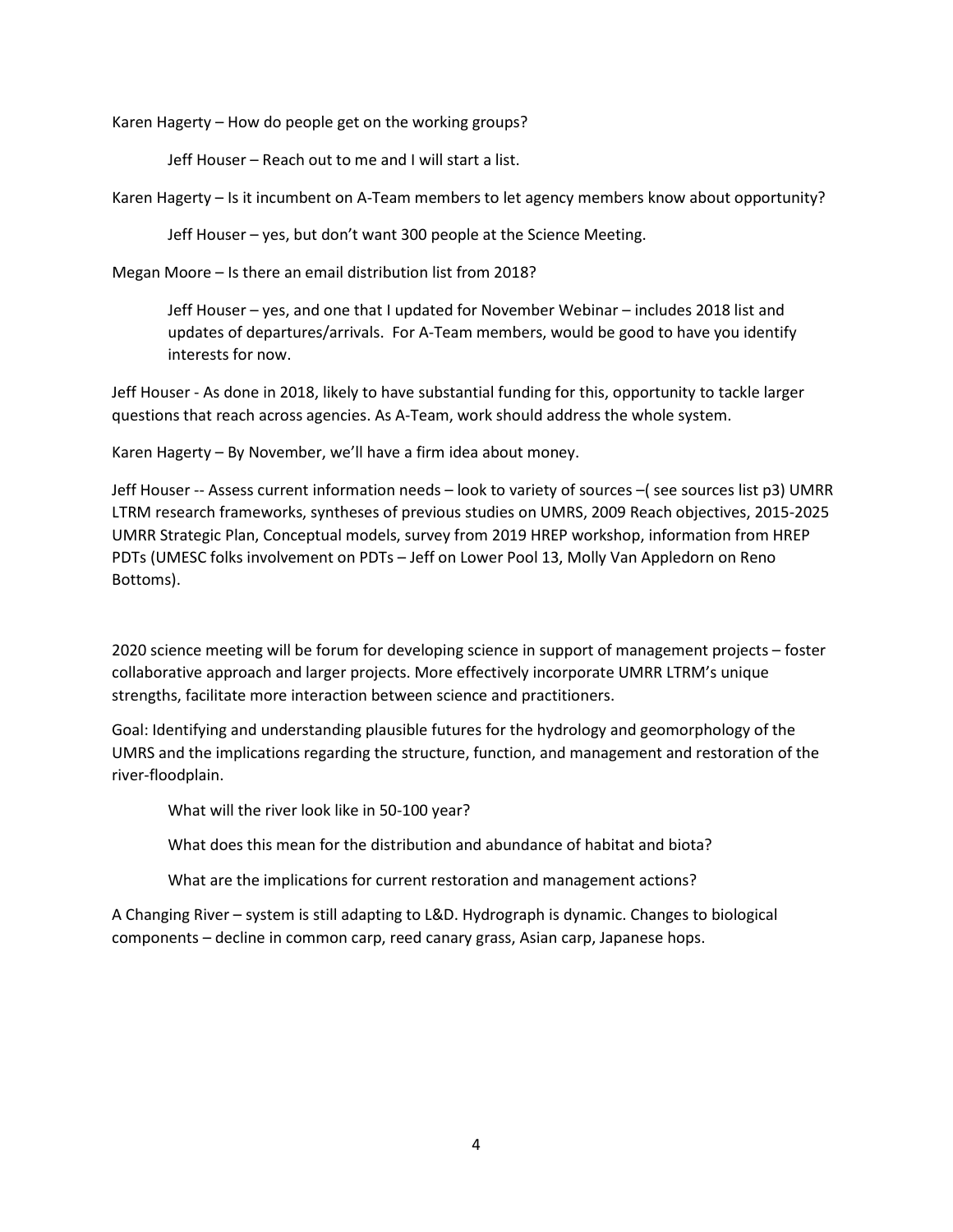Karen Hagerty – How do people get on the working groups?

> Jeff Houser – Reach out to me and I will start a list.

Karen Hagerty – Is it incumbent on A-Team members to let agency members know about opportunity?

> Jeff Houser – yes, but don't want 300 people at the Science Meeting.

Megan Moore – Is there an email distribution list from 2018?

> Jeff Houser – yes, and one that I updated for November Webinar – includes 2018 list and updates of departures/arrivals. For A-Team members, would be good to have you identify interests for now.

Jeff Houser - As done in 2018, likely to have substantial funding for this, opportunity to tackle larger questions that reach across agencies. As A-Team, work should address the whole system.

Karen Hagerty – By November, we'll have a firm idea about money.

Jeff Houser -- Assess current information needs – look to variety of sources –( see sources list p3) UMRR LTRM research frameworks, syntheses of previous studies on UMRS, 2009 Reach objectives, 2015-2025 UMRR Strategic Plan, Conceptual models, survey from 2019 HREP workshop, information from HREP PDTs (UMESC folks involvement on PDTs – Jeff on Lower Pool 13, Molly Van Appledorn on Reno Bottoms).

2020 science meeting will be forum for developing science in support of management projects – foster collaborative approach and larger projects. More effectively incorporate UMRR LTRM's unique strengths, facilitate more interaction between science and practitioners.

Goal: Identifying and understanding plausible futures for the hydrology and geomorphology of the UMRS and the implications regarding the structure, function, and management and restoration of the river-floodplain.

> What will the river look like in 50-100 year?
>
> What does this mean for the distribution and abundance of habitat and biota?
>
> What are the implications for current restoration and management actions?

A Changing River – system is still adapting to L&D. Hydrograph is dynamic. Changes to biological components – decline in common carp, reed canary grass, Asian carp, Japanese hops.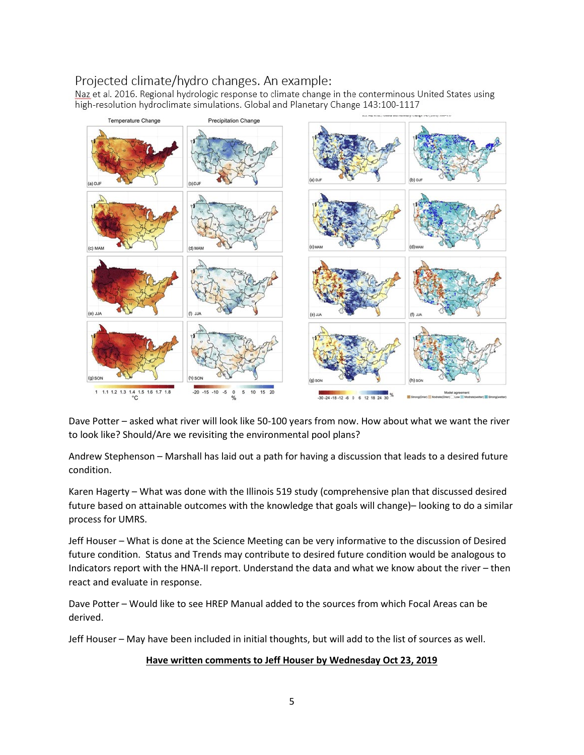Projected climate/hydro changes. An example:

Naz et al. 2016. Regional hydrologic response to climate change in the conterminous United States using high-resolution hydroclimate simulations. Global and Planetary Change 143:100-1117

Dave Potter – asked what river will look like 50-100 years from now. How about what we want the river to look like? Should/Are we revisiting the environmental pool plans?

Andrew Stephenson – Marshall has laid out a path for having a discussion that leads to a desired future condition.

Karen Hagerty – What was done with the Illinois 519 study (comprehensive plan that discussed desired future based on attainable outcomes with the knowledge that goals will change)– looking to do a similar process for UMRS.

Jeff Houser – What is done at the Science Meeting can be very informative to the discussion of Desired future condition. Status and Trends may contribute to desired future condition would be analogous to Indicators report with the HNA-II report. Understand the data and what we know about the river – then react and evaluate in response.

Dave Potter – Would like to see HREP Manual added to the sources from which Focal Areas can be derived.

Jeff Houser – May have been included in initial thoughts, but will add to the list of sources as well.

**Have written comments to Jeff Houser by Wednesday Oct 23, 2019**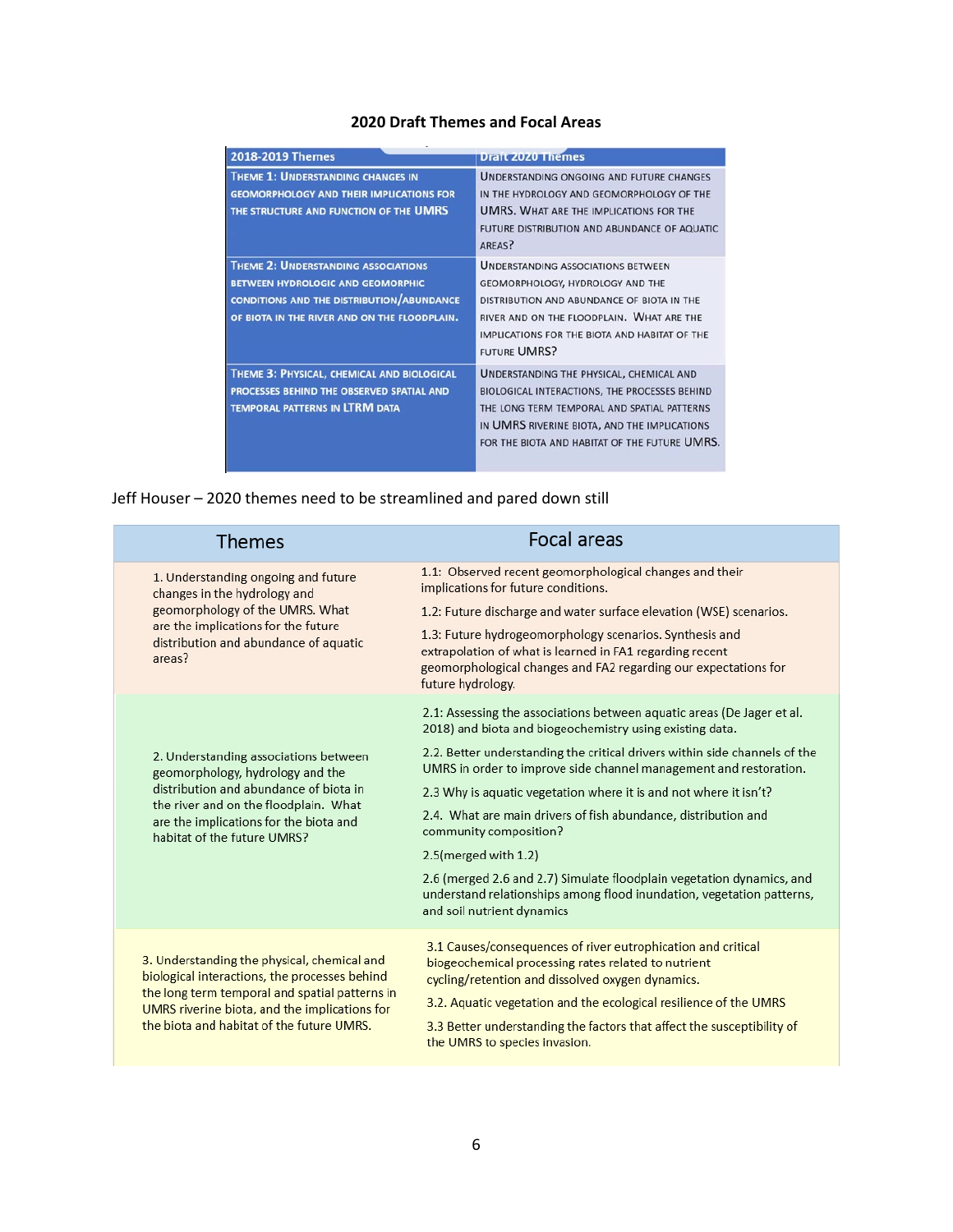**2020 Draft Themes and Focal Areas**

| 2018-2019 Themes | Draft 2020 Themes |
|---|---|
| Theme 1: Understanding changes in geomorphology and their implications for the structure and function of the UMRS | Understanding ongoing and future changes in the hydrology and geomorphology of the UMRS. What are the implications for the future distribution and abundance of aquatic areas? |
| Theme 2: Understanding associations between hydrologic and geomorphic conditions and the distribution/abundance of biota in the river and on the floodplain. | Understanding associations between geomorphology, hydrology and the distribution and abundance of biota in the river and on the floodplain. What are the implications for the biota and habitat of the future UMRS? |
| Theme 3: Physical, chemical and biological processes behind the observed spatial and temporal patterns in LTRM data | Understanding the physical, chemical and biological interactions, the processes behind the long term temporal and spatial patterns in UMRS riverine biota, and the implications for the biota and habitat of the future UMRS. |

Jeff Houser – 2020 themes need to be streamlined and pared down still

| Themes | Focal areas |
|---|---|
| 1. Understanding ongoing and future changes in the hydrology and geomorphology of the UMRS. What are the implications for the future distribution and abundance of aquatic areas? | 1.1: Observed recent geomorphological changes and their implications for future conditions.<br>1.2: Future discharge and water surface elevation (WSE) scenarios.<br>1.3: Future hydrogeomorphology scenarios. Synthesis and extrapolation of what is learned in FA1 regarding recent geomorphological changes and FA2 regarding our expectations for future hydrology. |
| 2. Understanding associations between geomorphology, hydrology and the distribution and abundance of biota in the river and on the floodplain. What are the implications for the biota and habitat of the future UMRS? | 2.1: Assessing the associations between aquatic areas (De Jager et al. 2018) and biota and biogeochemistry using existing data.<br>2.2. Better understanding the critical drivers within side channels of the UMRS in order to improve side channel management and restoration.<br>2.3 Why is aquatic vegetation where it is and not where it isn't?<br>2.4. What are main drivers of fish abundance, distribution and community composition?<br>2.5(merged with 1.2)<br>2.6 (merged 2.6 and 2.7) Simulate floodplain vegetation dynamics, and understand relationships among flood inundation, vegetation patterns, and soil nutrient dynamics |
| 3. Understanding the physical, chemical and biological interactions, the processes behind the long term temporal and spatial patterns in UMRS riverine biota, and the implications for the biota and habitat of the future UMRS. | 3.1 Causes/consequences of river eutrophication and critical biogeochemical processing rates related to nutrient cycling/retention and dissolved oxygen dynamics.<br>3.2. Aquatic vegetation and the ecological resilience of the UMRS<br>3.3 Better understanding the factors that affect the susceptibility of the UMRS to species invasion. |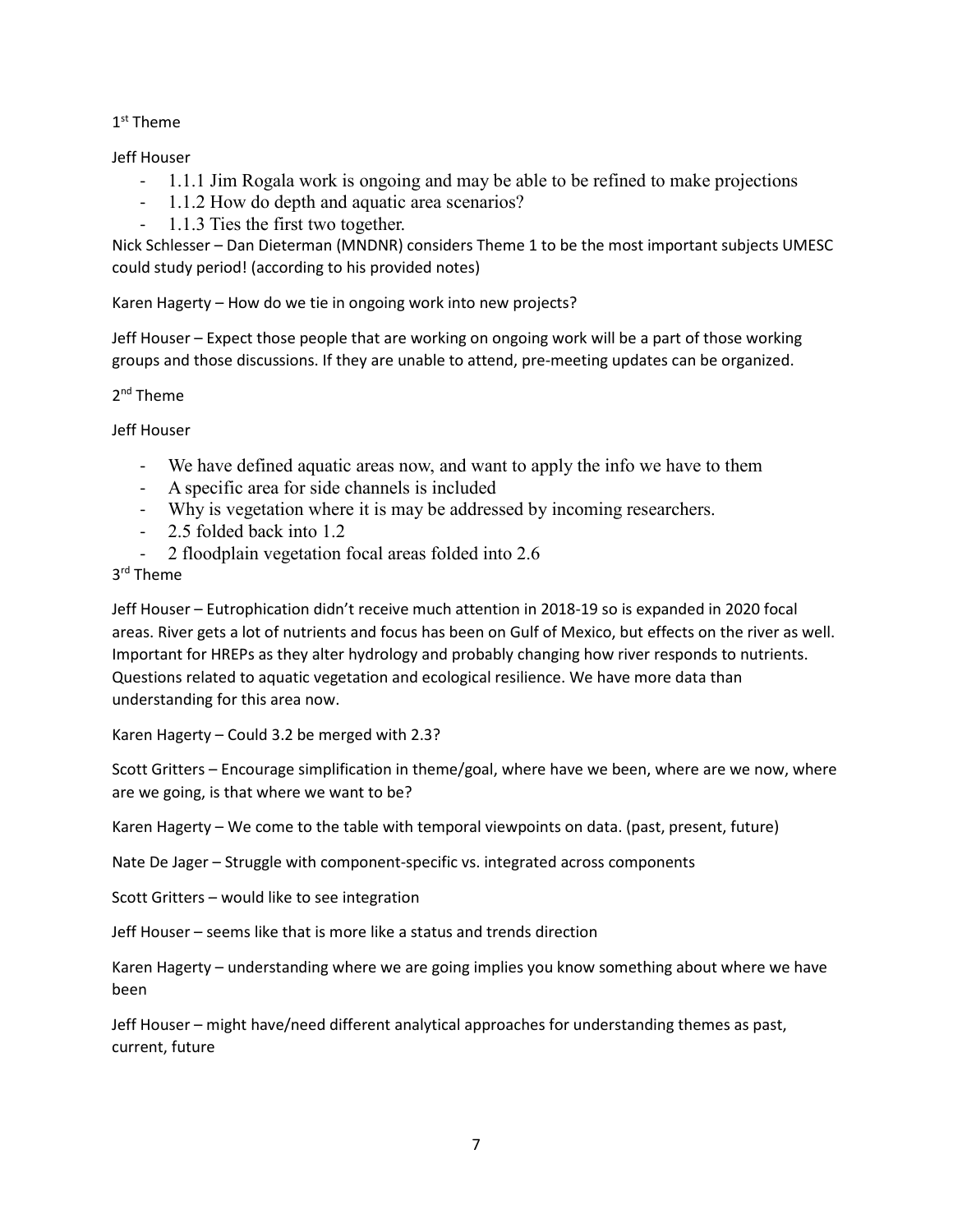1st Theme

Jeff Houser

- 1.1.1 Jim Rogala work is ongoing and may be able to be refined to make projections
- 1.1.2 How do depth and aquatic area scenarios?
- 1.1.3 Ties the first two together.

Nick Schlesser – Dan Dieterman (MNDNR) considers Theme 1 to be the most important subjects UMESC could study period! (according to his provided notes)

Karen Hagerty – How do we tie in ongoing work into new projects?

Jeff Houser – Expect those people that are working on ongoing work will be a part of those working groups and those discussions. If they are unable to attend, pre-meeting updates can be organized.

2nd Theme

Jeff Houser

- We have defined aquatic areas now, and want to apply the info we have to them
- A specific area for side channels is included
- Why is vegetation where it is may be addressed by incoming researchers.
- 2.5 folded back into 1.2
- 2 floodplain vegetation focal areas folded into 2.6

3rd Theme

Jeff Houser – Eutrophication didn't receive much attention in 2018-19 so is expanded in 2020 focal areas. River gets a lot of nutrients and focus has been on Gulf of Mexico, but effects on the river as well. Important for HREPs as they alter hydrology and probably changing how river responds to nutrients. Questions related to aquatic vegetation and ecological resilience. We have more data than understanding for this area now.

Karen Hagerty – Could 3.2 be merged with 2.3?

Scott Gritters – Encourage simplification in theme/goal, where have we been, where are we now, where are we going, is that where we want to be?

Karen Hagerty – We come to the table with temporal viewpoints on data. (past, present, future)

Nate De Jager – Struggle with component-specific vs. integrated across components

Scott Gritters – would like to see integration

Jeff Houser – seems like that is more like a status and trends direction

Karen Hagerty – understanding where we are going implies you know something about where we have been

Jeff Houser – might have/need different analytical approaches for understanding themes as past, current, future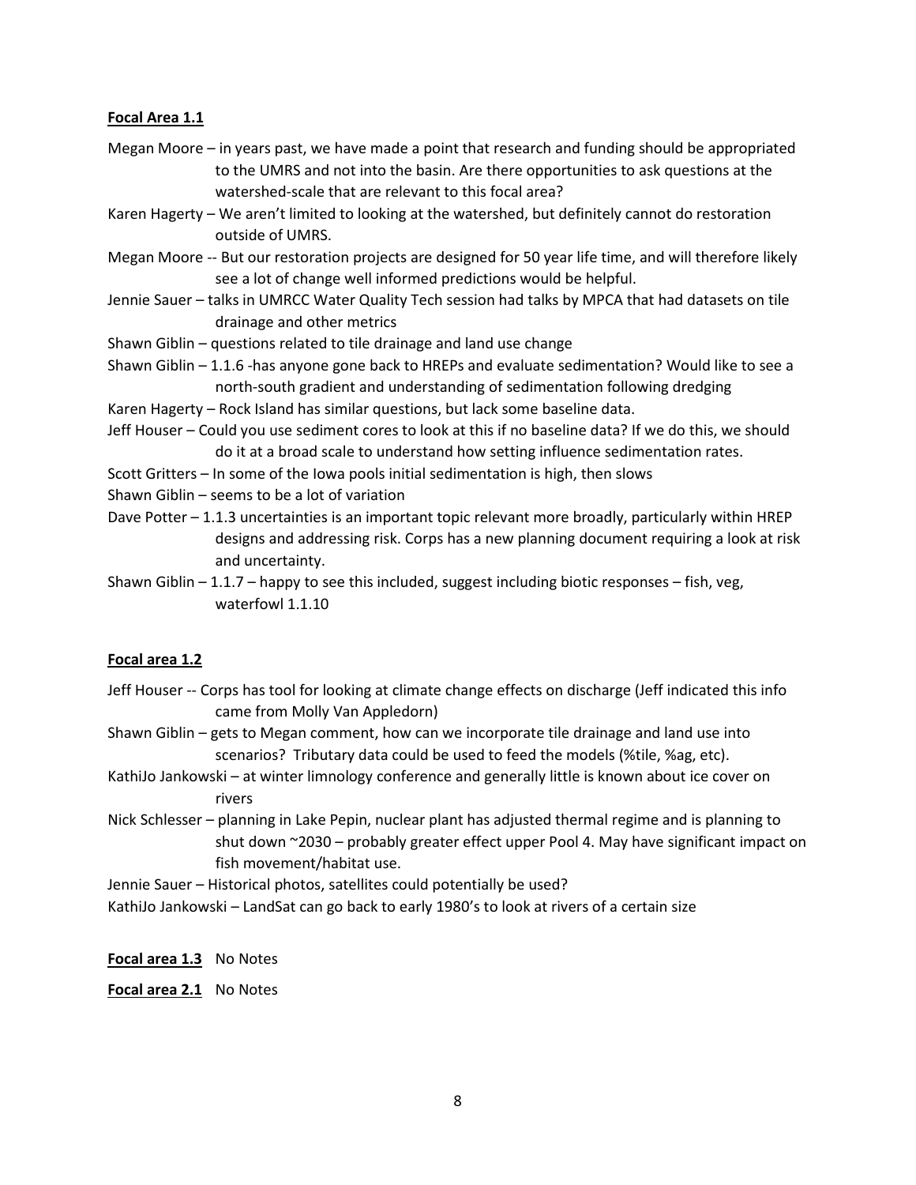**Focal Area 1.1**

Megan Moore – in years past, we have made a point that research and funding should be appropriated to the UMRS and not into the basin. Are there opportunities to ask questions at the watershed-scale that are relevant to this focal area?

Karen Hagerty – We aren't limited to looking at the watershed, but definitely cannot do restoration outside of UMRS.

Megan Moore -- But our restoration projects are designed for 50 year life time, and will therefore likely see a lot of change well informed predictions would be helpful.

Jennie Sauer – talks in UMRCC Water Quality Tech session had talks by MPCA that had datasets on tile drainage and other metrics

Shawn Giblin – questions related to tile drainage and land use change

Shawn Giblin – 1.1.6 -has anyone gone back to HREPs and evaluate sedimentation? Would like to see a north-south gradient and understanding of sedimentation following dredging

Karen Hagerty – Rock Island has similar questions, but lack some baseline data.

Jeff Houser – Could you use sediment cores to look at this if no baseline data? If we do this, we should do it at a broad scale to understand how setting influence sedimentation rates.

Scott Gritters – In some of the Iowa pools initial sedimentation is high, then slows

Shawn Giblin – seems to be a lot of variation

Dave Potter – 1.1.3 uncertainties is an important topic relevant more broadly, particularly within HREP designs and addressing risk. Corps has a new planning document requiring a look at risk and uncertainty.

Shawn Giblin – 1.1.7 – happy to see this included, suggest including biotic responses – fish, veg, waterfowl 1.1.10

**Focal area 1.2**

Jeff Houser -- Corps has tool for looking at climate change effects on discharge (Jeff indicated this info came from Molly Van Appledorn)

Shawn Giblin – gets to Megan comment, how can we incorporate tile drainage and land use into scenarios? Tributary data could be used to feed the models (%tile, %ag, etc).

KathiJo Jankowski – at winter limnology conference and generally little is known about ice cover on rivers

Nick Schlesser – planning in Lake Pepin, nuclear plant has adjusted thermal regime and is planning to shut down ~2030 – probably greater effect upper Pool 4. May have significant impact on fish movement/habitat use.

Jennie Sauer – Historical photos, satellites could potentially be used?

KathiJo Jankowski – LandSat can go back to early 1980's to look at rivers of a certain size

**Focal area 1.3** No Notes

**Focal area 2.1** No Notes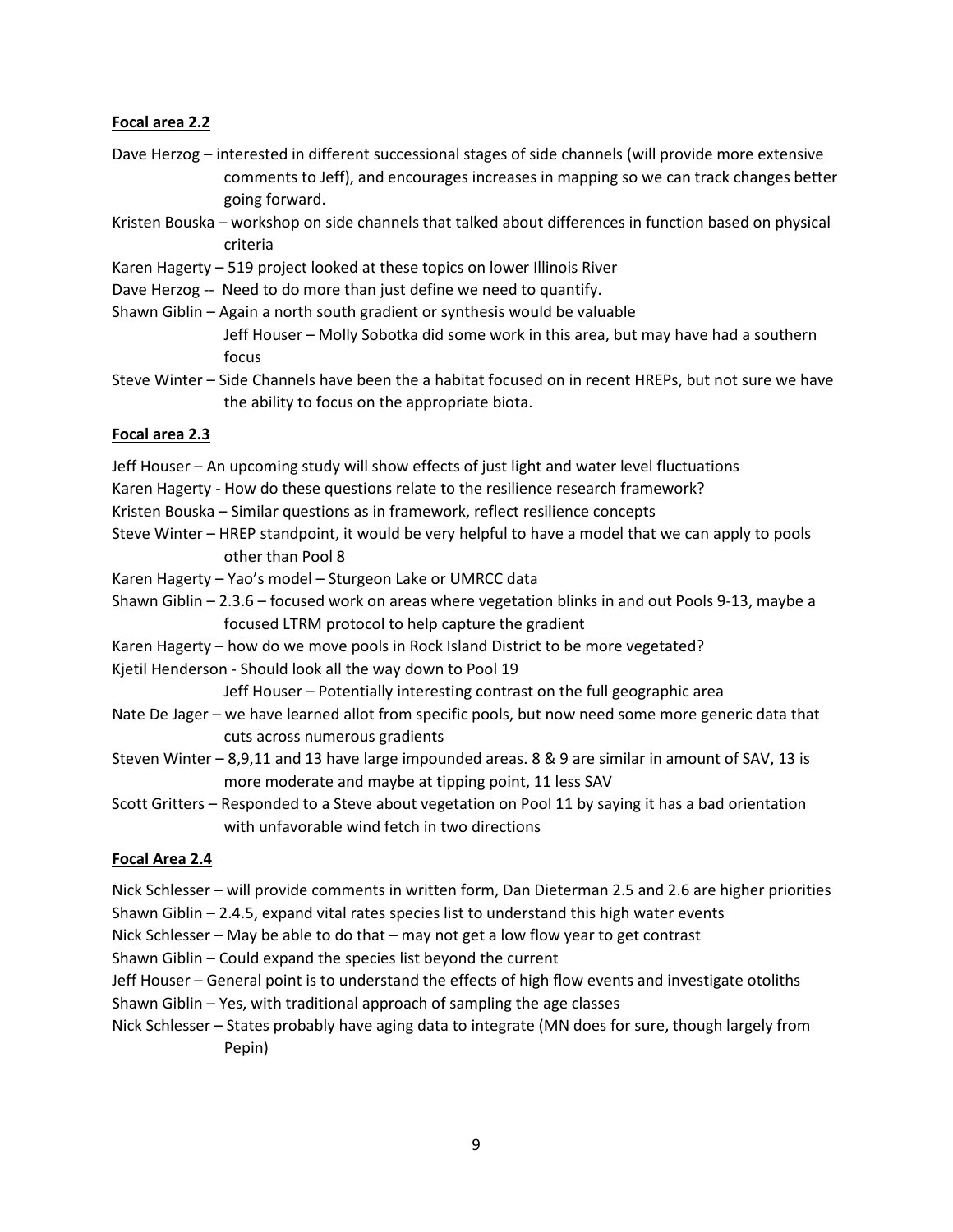**Focal area 2.2**

Dave Herzog – interested in different successional stages of side channels (will provide more extensive comments to Jeff), and encourages increases in mapping so we can track changes better going forward.

Kristen Bouska – workshop on side channels that talked about differences in function based on physical criteria

Karen Hagerty – 519 project looked at these topics on lower Illinois River

Dave Herzog -- Need to do more than just define we need to quantify.

Shawn Giblin – Again a north south gradient or synthesis would be valuable

Jeff Houser – Molly Sobotka did some work in this area, but may have had a southern focus

Steve Winter – Side Channels have been the a habitat focused on in recent HREPs, but not sure we have the ability to focus on the appropriate biota.

**Focal area 2.3**

Jeff Houser – An upcoming study will show effects of just light and water level fluctuations

Karen Hagerty - How do these questions relate to the resilience research framework?

Kristen Bouska – Similar questions as in framework, reflect resilience concepts

Steve Winter – HREP standpoint, it would be very helpful to have a model that we can apply to pools other than Pool 8

Karen Hagerty – Yao's model – Sturgeon Lake or UMRCC data

Shawn Giblin – 2.3.6 – focused work on areas where vegetation blinks in and out Pools 9-13, maybe a focused LTRM protocol to help capture the gradient

Karen Hagerty – how do we move pools in Rock Island District to be more vegetated?

Kjetil Henderson - Should look all the way down to Pool 19

Jeff Houser – Potentially interesting contrast on the full geographic area

Nate De Jager – we have learned allot from specific pools, but now need some more generic data that cuts across numerous gradients

Steven Winter – 8,9,11 and 13 have large impounded areas. 8 & 9 are similar in amount of SAV, 13 is more moderate and maybe at tipping point, 11 less SAV

Scott Gritters – Responded to a Steve about vegetation on Pool 11 by saying it has a bad orientation with unfavorable wind fetch in two directions

**Focal Area 2.4**

Nick Schlesser – will provide comments in written form, Dan Dieterman 2.5 and 2.6 are higher priorities

Shawn Giblin – 2.4.5, expand vital rates species list to understand this high water events

Nick Schlesser – May be able to do that – may not get a low flow year to get contrast

Shawn Giblin – Could expand the species list beyond the current

Jeff Houser – General point is to understand the effects of high flow events and investigate otoliths

Shawn Giblin – Yes, with traditional approach of sampling the age classes

Nick Schlesser – States probably have aging data to integrate (MN does for sure, though largely from Pepin)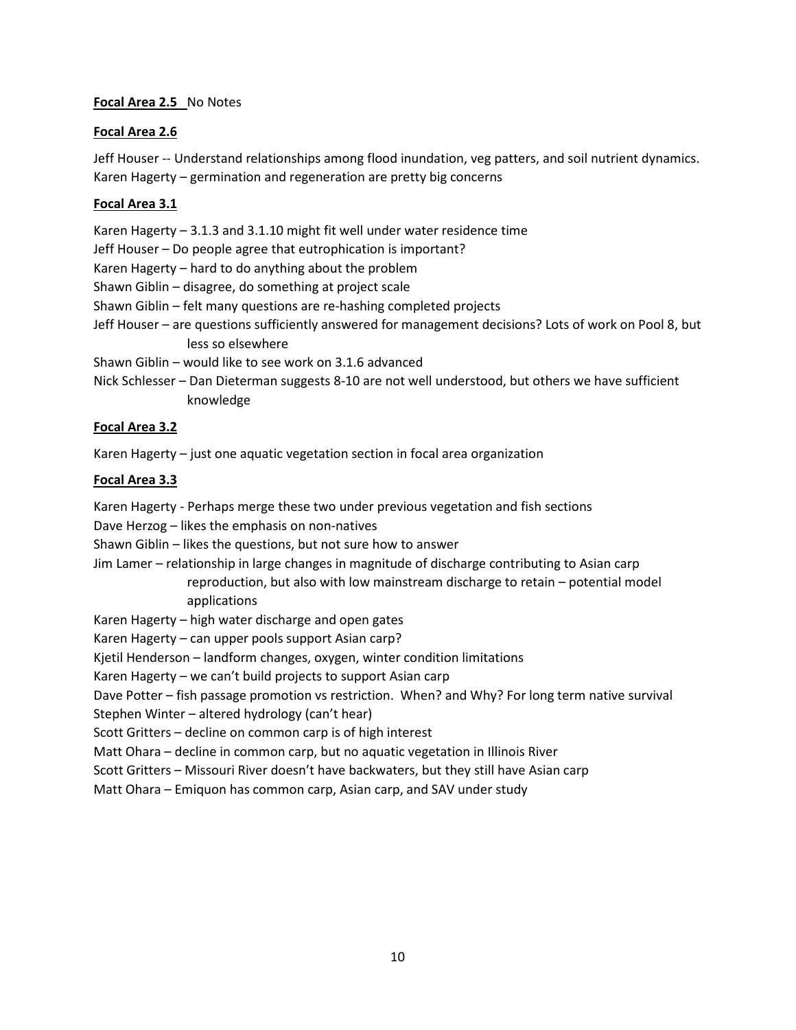**Focal Area 2.5** No Notes

**Focal Area 2.6**

Jeff Houser -- Understand relationships among flood inundation, veg patters, and soil nutrient dynamics.
Karen Hagerty – germination and regeneration are pretty big concerns

**Focal Area 3.1**

Karen Hagerty – 3.1.3 and 3.1.10 might fit well under water residence time
Jeff Houser – Do people agree that eutrophication is important?
Karen Hagerty – hard to do anything about the problem
Shawn Giblin – disagree, do something at project scale
Shawn Giblin – felt many questions are re-hashing completed projects
Jeff Houser – are questions sufficiently answered for management decisions? Lots of work on Pool 8, but less so elsewhere
Shawn Giblin – would like to see work on 3.1.6 advanced
Nick Schlesser – Dan Dieterman suggests 8-10 are not well understood, but others we have sufficient knowledge

**Focal Area 3.2**

Karen Hagerty – just one aquatic vegetation section in focal area organization

**Focal Area 3.3**

Karen Hagerty - Perhaps merge these two under previous vegetation and fish sections
Dave Herzog – likes the emphasis on non-natives
Shawn Giblin – likes the questions, but not sure how to answer
Jim Lamer – relationship in large changes in magnitude of discharge contributing to Asian carp reproduction, but also with low mainstream discharge to retain – potential model applications
Karen Hagerty – high water discharge and open gates
Karen Hagerty – can upper pools support Asian carp?
Kjetil Henderson – landform changes, oxygen, winter condition limitations
Karen Hagerty – we can't build projects to support Asian carp
Dave Potter – fish passage promotion vs restriction. When? and Why? For long term native survival
Stephen Winter – altered hydrology (can't hear)
Scott Gritters – decline on common carp is of high interest
Matt Ohara – decline in common carp, but no aquatic vegetation in Illinois River
Scott Gritters – Missouri River doesn't have backwaters, but they still have Asian carp
Matt Ohara – Emiquon has common carp, Asian carp, and SAV under study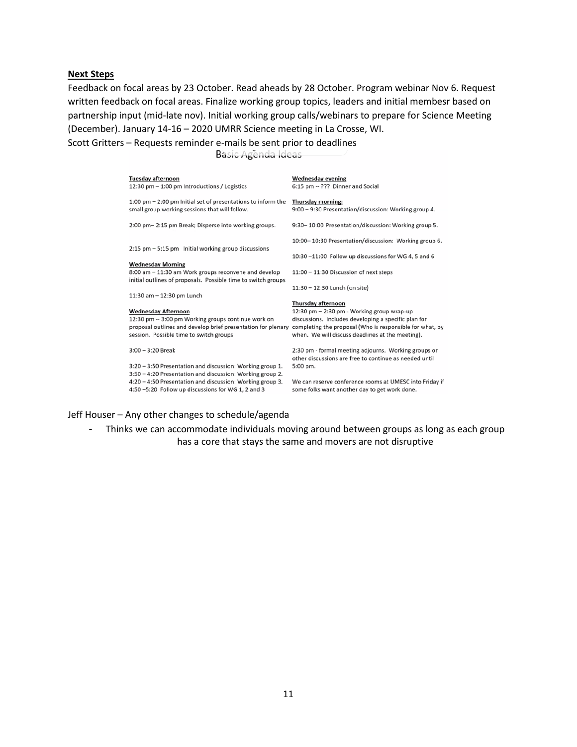**Next Steps**

Feedback on focal areas by 23 October. Read aheads by 28 October. Program webinar Nov 6. Request written feedback on focal areas. Finalize working group topics, leaders and initial membesr based on partnership input (mid-late nov). Initial working group calls/webinars to prepare for Science Meeting (December). January 14-16 – 2020 UMRR Science meeting in La Crosse, WI.

Scott Gritters – Requests reminder e-mails be sent prior to deadlines

Basic Agenda Ideas

**Tuesday afternoon**

12:30 pm – 1:00 pm Introductions / Logistics

1:00 pm – 2:00 pm Initial set of presentations to inform the small group working sessions that will follow.

2:00 pm– 2:15 pm Break; Disperse into working groups.

2:15 pm – 5:15 pm Initial working group discussions

**Wednesday Morning**

8:00 am – 11:30 am Work groups reconvene and develop initial outlines of proposals. Possible time to switch groups

11:30 am – 12:30 pm Lunch

**Wednesday Afternoon**

12:30 pm -- 3:00 pm Working groups continue work on proposal outlines and develop brief presentation for plenary session. Possible time to switch groups

3:00 – 3:20 Break

3:20 – 3:50 Presentation and discussion: Working group 1.
3:50 – 4:20 Presentation and discussion: Working group 2.
4:20 – 4:50 Presentation and discussion: Working group 3.
4:50 –5:20 Follow up discussions for WG 1, 2 and 3

**Wednesday evening**

6:15 pm -- ??? Dinner and Social

**Thursday morning:**

9:00 – 9:30 Presentation/discussion: Working group 4.

9:30– 10:00 Presentation/discussion: Working group 5.

10:00– 10:30 Presentation/discussion: Working group 6.

10:30 –11:00 Follow up discussions for WG 4, 5 and 6

11:00 – 11:30 Discussion of next steps

11:30 – 12:30 Lunch (on site)

**Thursday afternoon**

12:30 pm – 2:30 pm - Working group wrap-up discussions. Includes developing a specific plan for completing the proposal (Who is responsible for what, by when. We will discuss deadlines at the meeting).

2:30 pm - formal meeting adjourns. Working groups or other discussions are free to continue as needed until 5:00 pm.

We can reserve conference rooms at UMESC into Friday if some folks want another day to get work done.

Jeff Houser – Any other changes to schedule/agenda

- Thinks we can accommodate individuals moving around between groups as long as each group has a core that stays the same and movers are not disruptive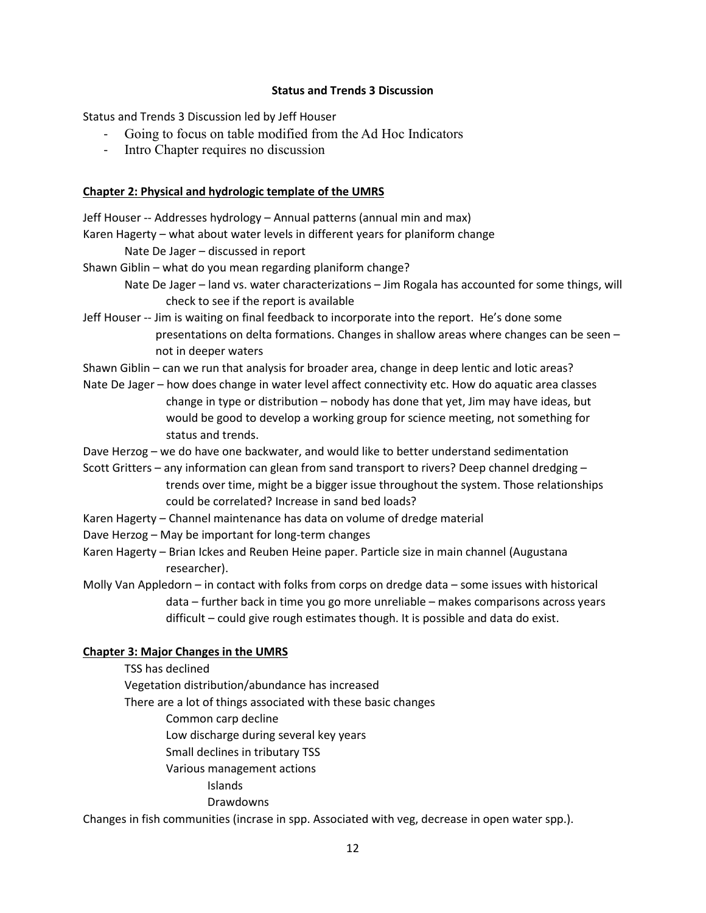**Status and Trends 3 Discussion**

Status and Trends 3 Discussion led by Jeff Houser

- Going to focus on table modified from the Ad Hoc Indicators
- Intro Chapter requires no discussion

**Chapter 2: Physical and hydrologic template of the UMRS**

Jeff Houser -- Addresses hydrology – Annual patterns (annual min and max)

Karen Hagerty – what about water levels in different years for planiform change

  Nate De Jager – discussed in report

Shawn Giblin – what do you mean regarding planiform change?

  Nate De Jager – land vs. water characterizations – Jim Rogala has accounted for some things, will check to see if the report is available

Jeff Houser -- Jim is waiting on final feedback to incorporate into the report. He's done some presentations on delta formations. Changes in shallow areas where changes can be seen – not in deeper waters

Shawn Giblin – can we run that analysis for broader area, change in deep lentic and lotic areas?

Nate De Jager – how does change in water level affect connectivity etc. How do aquatic area classes change in type or distribution – nobody has done that yet, Jim may have ideas, but would be good to develop a working group for science meeting, not something for status and trends.

Dave Herzog – we do have one backwater, and would like to better understand sedimentation

Scott Gritters – any information can glean from sand transport to rivers? Deep channel dredging – trends over time, might be a bigger issue throughout the system. Those relationships could be correlated? Increase in sand bed loads?

Karen Hagerty – Channel maintenance has data on volume of dredge material

Dave Herzog – May be important for long-term changes

Karen Hagerty – Brian Ickes and Reuben Heine paper. Particle size in main channel (Augustana researcher).

Molly Van Appledorn – in contact with folks from corps on dredge data – some issues with historical data – further back in time you go more unreliable – makes comparisons across years difficult – could give rough estimates though. It is possible and data do exist.

**Chapter 3: Major Changes in the UMRS**

- TSS has declined
- Vegetation distribution/abundance has increased
- There are a lot of things associated with these basic changes
  - Common carp decline
  - Low discharge during several key years
  - Small declines in tributary TSS
  - Various management actions
    - Islands
    - Drawdowns

Changes in fish communities (incrase in spp. Associated with veg, decrease in open water spp.).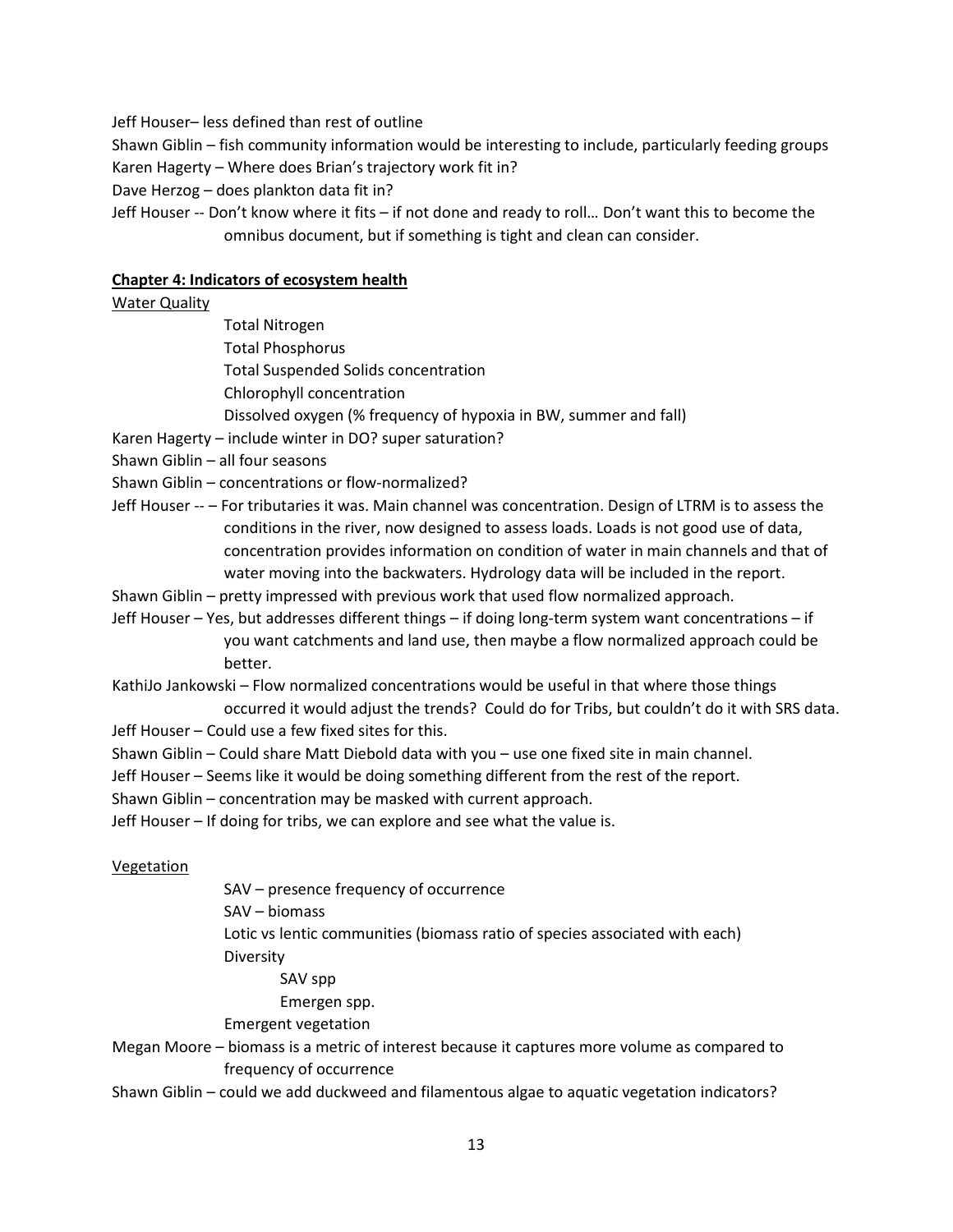Jeff Houser– less defined than rest of outline

Shawn Giblin – fish community information would be interesting to include, particularly feeding groups

Karen Hagerty – Where does Brian's trajectory work fit in?

Dave Herzog – does plankton data fit in?

Jeff Houser -- Don't know where it fits – if not done and ready to roll… Don't want this to become the omnibus document, but if something is tight and clean can consider.

**Chapter 4: Indicators of ecosystem health**

Water Quality

- Total Nitrogen
- Total Phosphorus
- Total Suspended Solids concentration
- Chlorophyll concentration
- Dissolved oxygen (% frequency of hypoxia in BW, summer and fall)

Karen Hagerty – include winter in DO? super saturation?

Shawn Giblin – all four seasons

Shawn Giblin – concentrations or flow-normalized?

Jeff Houser -- – For tributaries it was. Main channel was concentration. Design of LTRM is to assess the conditions in the river, now designed to assess loads. Loads is not good use of data, concentration provides information on condition of water in main channels and that of water moving into the backwaters. Hydrology data will be included in the report.

Shawn Giblin – pretty impressed with previous work that used flow normalized approach.

Jeff Houser – Yes, but addresses different things – if doing long-term system want concentrations – if you want catchments and land use, then maybe a flow normalized approach could be better.

KathiJo Jankowski – Flow normalized concentrations would be useful in that where those things occurred it would adjust the trends? Could do for Tribs, but couldn't do it with SRS data.

Jeff Houser – Could use a few fixed sites for this.

Shawn Giblin – Could share Matt Diebold data with you – use one fixed site in main channel.

Jeff Houser – Seems like it would be doing something different from the rest of the report.

Shawn Giblin – concentration may be masked with current approach.

Jeff Houser – If doing for tribs, we can explore and see what the value is.

Vegetation

- SAV – presence frequency of occurrence
- SAV – biomass
- Lotic vs lentic communities (biomass ratio of species associated with each)
- Diversity
  - SAV spp
  - Emergen spp.
- Emergent vegetation

Megan Moore – biomass is a metric of interest because it captures more volume as compared to frequency of occurrence

Shawn Giblin – could we add duckweed and filamentous algae to aquatic vegetation indicators?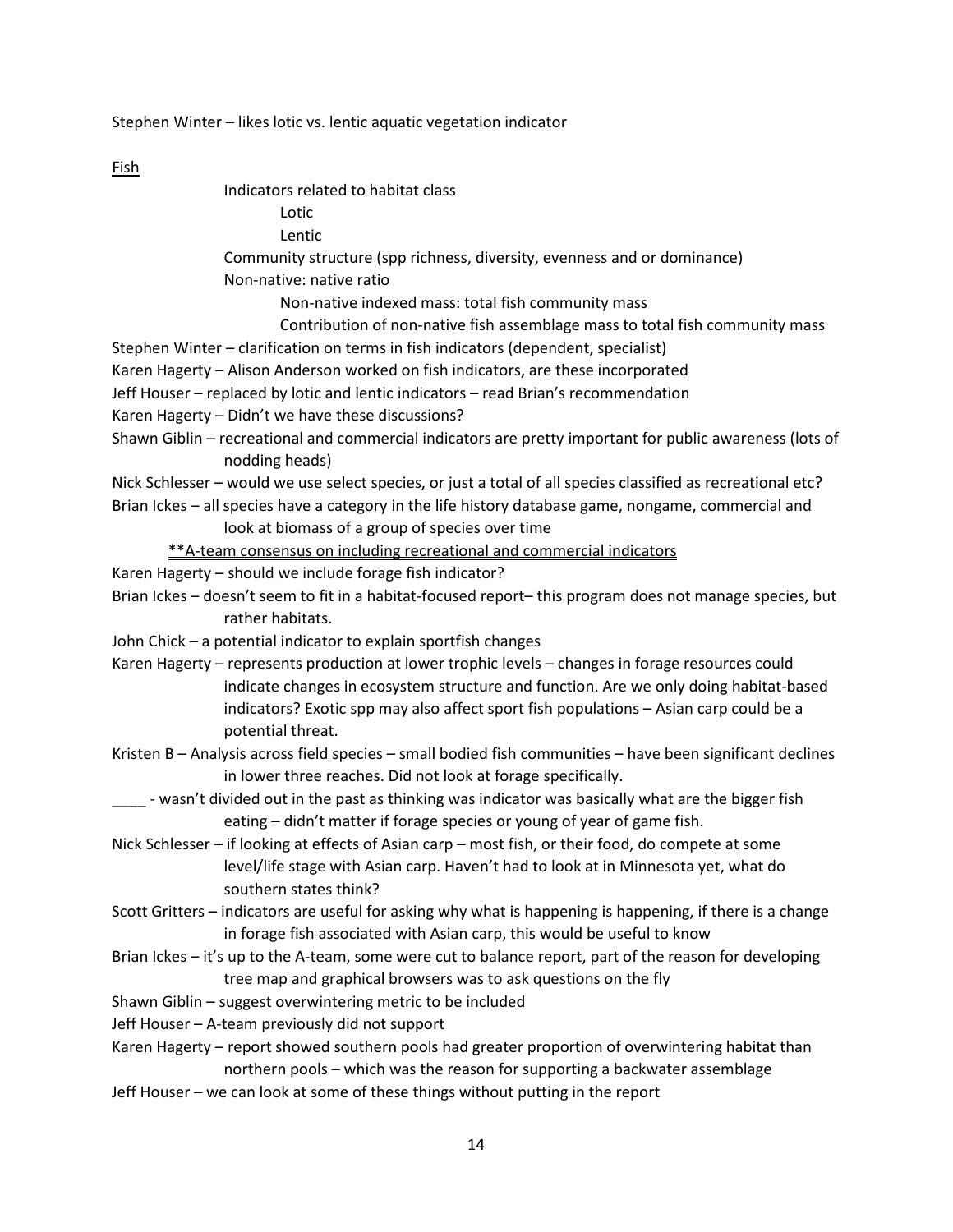Stephen Winter – likes lotic vs. lentic aquatic vegetation indicator

<u>Fish</u>

- Indicators related to habitat class
  - Lotic
  - Lentic
- Community structure (spp richness, diversity, evenness and or dominance)
- Non-native: native ratio
  - Non-native indexed mass: total fish community mass
  - Contribution of non-native fish assemblage mass to total fish community mass

Stephen Winter – clarification on terms in fish indicators (dependent, specialist)

Karen Hagerty – Alison Anderson worked on fish indicators, are these incorporated

Jeff Houser – replaced by lotic and lentic indicators – read Brian's recommendation

Karen Hagerty – Didn't we have these discussions?

Shawn Giblin – recreational and commercial indicators are pretty important for public awareness (lots of nodding heads)

Nick Schlesser – would we use select species, or just a total of all species classified as recreational etc?

Brian Ickes – all species have a category in the life history database game, nongame, commercial and look at biomass of a group of species over time

<u>**A-team consensus on including recreational and commercial indicators</u>

Karen Hagerty – should we include forage fish indicator?

Brian Ickes – doesn't seem to fit in a habitat-focused report– this program does not manage species, but rather habitats.

John Chick – a potential indicator to explain sportfish changes

Karen Hagerty – represents production at lower trophic levels – changes in forage resources could indicate changes in ecosystem structure and function. Are we only doing habitat-based indicators? Exotic spp may also affect sport fish populations – Asian carp could be a potential threat.

Kristen B – Analysis across field species – small bodied fish communities – have been significant declines in lower three reaches. Did not look at forage specifically.

____ - wasn't divided out in the past as thinking was indicator was basically what are the bigger fish eating – didn't matter if forage species or young of year of game fish.

Nick Schlesser – if looking at effects of Asian carp – most fish, or their food, do compete at some level/life stage with Asian carp. Haven't had to look at in Minnesota yet, what do southern states think?

Scott Gritters – indicators are useful for asking why what is happening is happening, if there is a change in forage fish associated with Asian carp, this would be useful to know

Brian Ickes – it's up to the A-team, some were cut to balance report, part of the reason for developing tree map and graphical browsers was to ask questions on the fly

Shawn Giblin – suggest overwintering metric to be included

Jeff Houser – A-team previously did not support

Karen Hagerty – report showed southern pools had greater proportion of overwintering habitat than northern pools – which was the reason for supporting a backwater assemblage

Jeff Houser – we can look at some of these things without putting in the report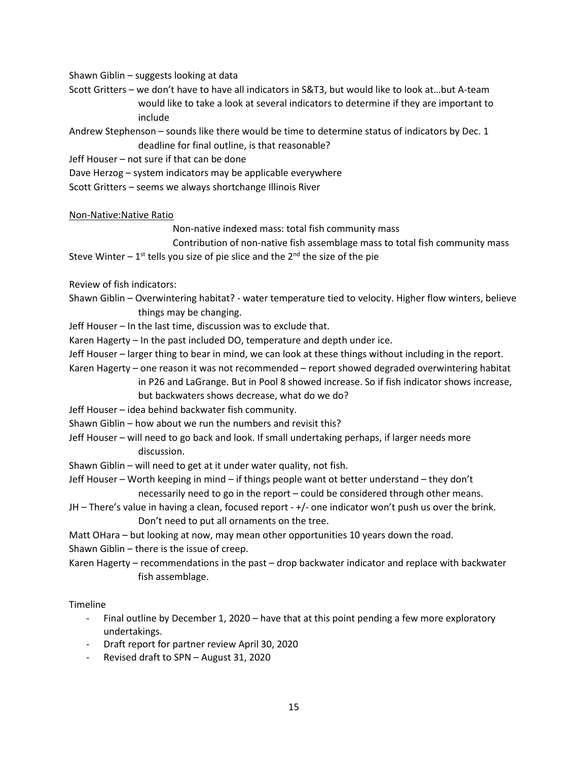Shawn Giblin – suggests looking at data

Scott Gritters – we don't have to have all indicators in S&T3, but would like to look at…but A-team would like to take a look at several indicators to determine if they are important to include

Andrew Stephenson – sounds like there would be time to determine status of indicators by Dec. 1 deadline for final outline, is that reasonable?

Jeff Houser – not sure if that can be done

Dave Herzog – system indicators may be applicable everywhere

Scott Gritters – seems we always shortchange Illinois River

<u>Non-Native:Native Ratio</u>

Non-native indexed mass: total fish community mass

Contribution of non-native fish assemblage mass to total fish community mass

Steve Winter – 1st tells you size of pie slice and the 2nd the size of the pie

Review of fish indicators:

Shawn Giblin – Overwintering habitat? - water temperature tied to velocity. Higher flow winters, believe things may be changing.

Jeff Houser – In the last time, discussion was to exclude that.

Karen Hagerty – In the past included DO, temperature and depth under ice.

Jeff Houser – larger thing to bear in mind, we can look at these things without including in the report.

Karen Hagerty – one reason it was not recommended – report showed degraded overwintering habitat in P26 and LaGrange. But in Pool 8 showed increase. So if fish indicator shows increase, but backwaters shows decrease, what do we do?

Jeff Houser – idea behind backwater fish community.

Shawn Giblin – how about we run the numbers and revisit this?

Jeff Houser – will need to go back and look. If small undertaking perhaps, if larger needs more discussion.

Shawn Giblin – will need to get at it under water quality, not fish.

Jeff Houser – Worth keeping in mind – if things people want ot better understand – they don't necessarily need to go in the report – could be considered through other means.

JH – There's value in having a clean, focused report - +/- one indicator won't push us over the brink. Don't need to put all ornaments on the tree.

Matt OHara – but looking at now, may mean other opportunities 10 years down the road.

Shawn Giblin – there is the issue of creep.

Karen Hagerty – recommendations in the past – drop backwater indicator and replace with backwater fish assemblage.

Timeline

- Final outline by December 1, 2020 – have that at this point pending a few more exploratory undertakings.
- Draft report for partner review April 30, 2020
- Revised draft to SPN – August 31, 2020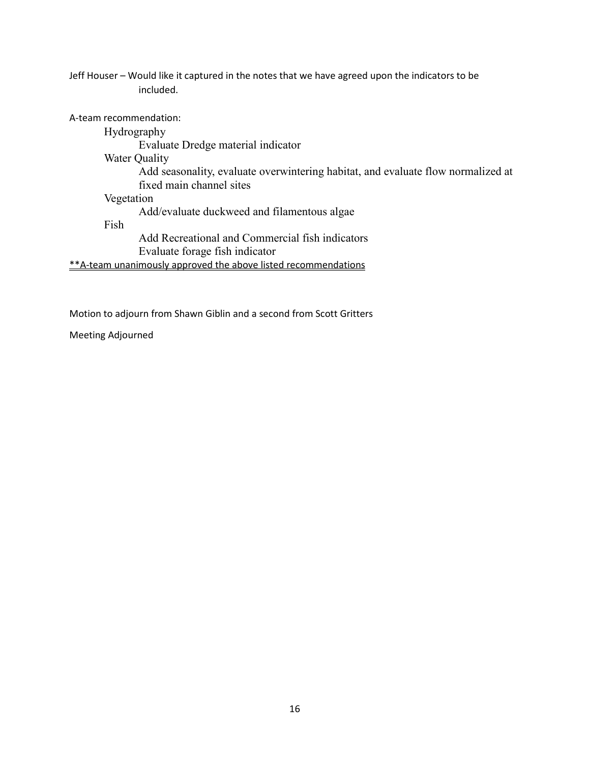Jeff Houser – Would like it captured in the notes that we have agreed upon the indicators to be included.

A-team recommendation:

- Hydrography
  - Evaluate Dredge material indicator
- Water Quality
  - Add seasonality, evaluate overwintering habitat, and evaluate flow normalized at fixed main channel sites
- Vegetation
  - Add/evaluate duckweed and filamentous algae
- Fish
  - Add Recreational and Commercial fish indicators
  - Evaluate forage fish indicator

<u>**A-team unanimously approved the above listed recommendations</u>

Motion to adjourn from Shawn Giblin and a second from Scott Gritters

Meeting Adjourned